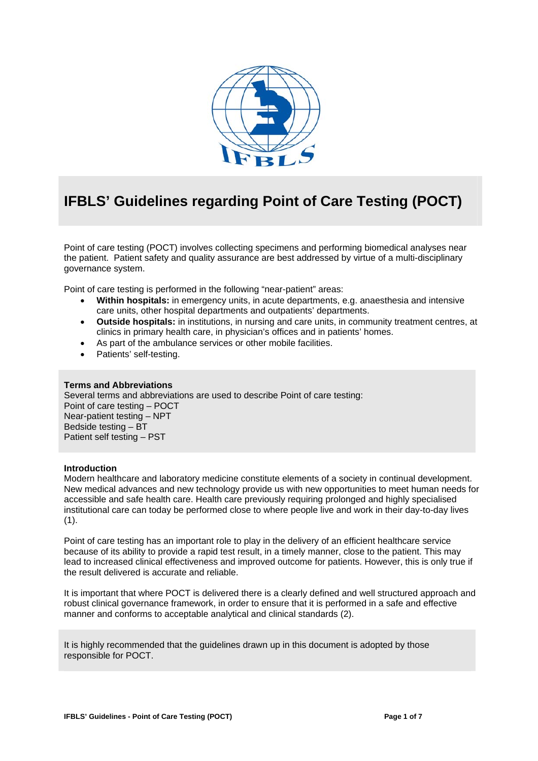# IFBLS' Guidelines regarding Point of Care Testing (POCT)

Point of care testing (POCT) involves collecting specimens and performing biomedical analyses near the patient. Patient safety and quality assurance are best addressed by virtue of a multi-disciplinary governance system.

Point of care testing is performed in the following "near-patient" areas:

- **Within hospitals:** in emergency units, in acute departments, e.g. anaesthesia and intensive care units, other hospital departments and outpatients' departments.
- **Outside hospitals:** in institutions, in nursing and care units, in community treatment centres, at clinics in primary health care, in physician's offices and in patients' homes.
- As part of the ambulance services or other mobile facilities.
- Patients' self-testing.

**Terms and Abbreviations**

Several terms and abbreviations are used to describe Point of care testing:
Point of care testing – POCT
Near-patient testing – NPT
Bedside testing – BT
Patient self testing – PST

**Introduction**

Modern healthcare and laboratory medicine constitute elements of a society in continual development. New medical advances and new technology provide us with new opportunities to meet human needs for accessible and safe health care. Health care previously requiring prolonged and highly specialised institutional care can today be performed close to where people live and work in their day-to-day lives (1).

Point of care testing has an important role to play in the delivery of an efficient healthcare service because of its ability to provide a rapid test result, in a timely manner, close to the patient. This may lead to increased clinical effectiveness and improved outcome for patients. However, this is only true if the result delivered is accurate and reliable.

It is important that where POCT is delivered there is a clearly defined and well structured approach and robust clinical governance framework, in order to ensure that it is performed in a safe and effective manner and conforms to acceptable analytical and clinical standards (2).

It is highly recommended that the guidelines drawn up in this document is adopted by those responsible for POCT.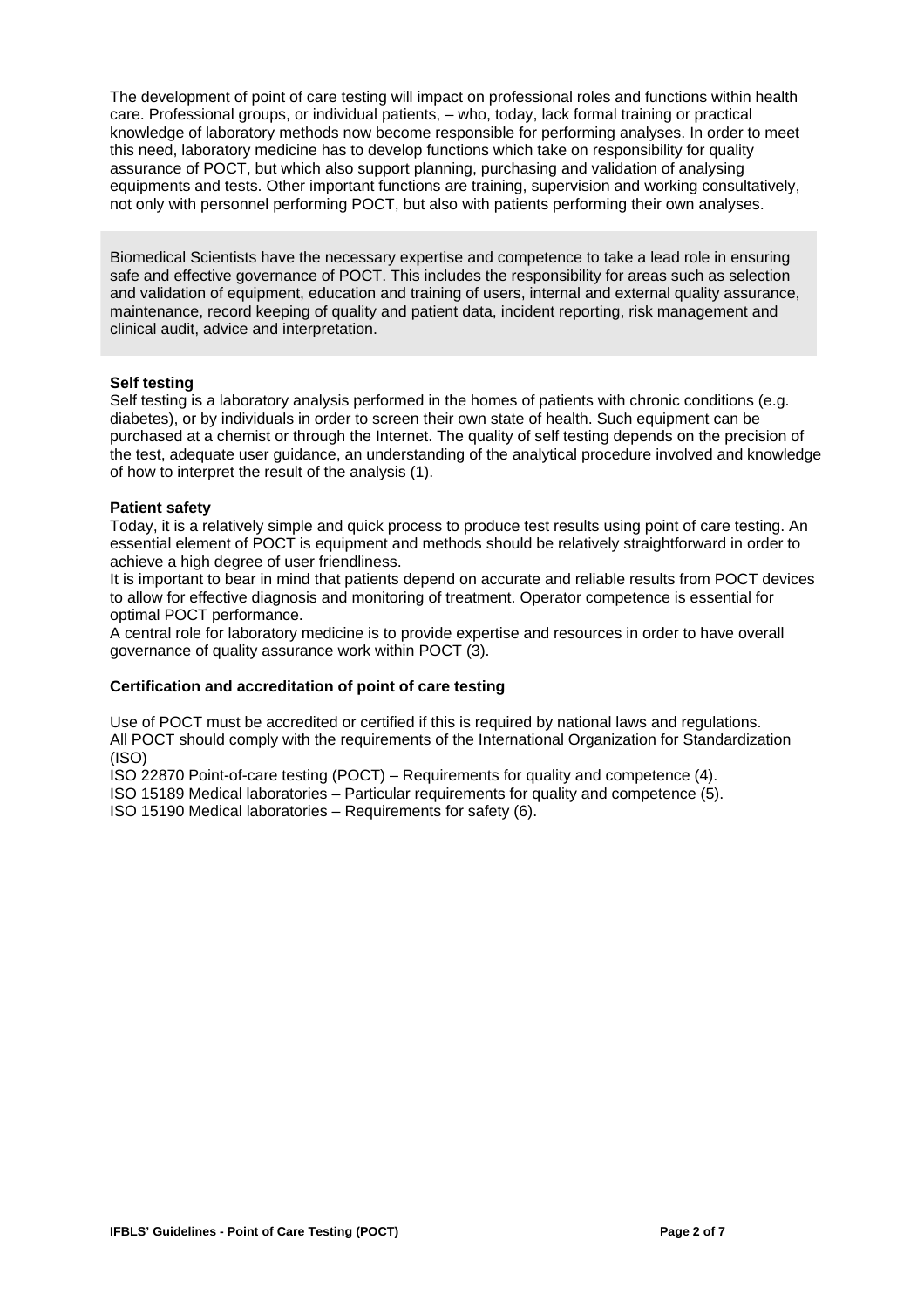The development of point of care testing will impact on professional roles and functions within health care. Professional groups, or individual patients, – who, today, lack formal training or practical knowledge of laboratory methods now become responsible for performing analyses. In order to meet this need, laboratory medicine has to develop functions which take on responsibility for quality assurance of POCT, but which also support planning, purchasing and validation of analysing equipments and tests. Other important functions are training, supervision and working consultatively, not only with personnel performing POCT, but also with patients performing their own analyses.

Biomedical Scientists have the necessary expertise and competence to take a lead role in ensuring safe and effective governance of POCT. This includes the responsibility for areas such as selection and validation of equipment, education and training of users, internal and external quality assurance, maintenance, record keeping of quality and patient data, incident reporting, risk management and clinical audit, advice and interpretation.

**Self testing**

Self testing is a laboratory analysis performed in the homes of patients with chronic conditions (e.g. diabetes), or by individuals in order to screen their own state of health. Such equipment can be purchased at a chemist or through the Internet. The quality of self testing depends on the precision of the test, adequate user guidance, an understanding of the analytical procedure involved and knowledge of how to interpret the result of the analysis (1).

**Patient safety**

Today, it is a relatively simple and quick process to produce test results using point of care testing. An essential element of POCT is equipment and methods should be relatively straightforward in order to achieve a high degree of user friendliness.

It is important to bear in mind that patients depend on accurate and reliable results from POCT devices to allow for effective diagnosis and monitoring of treatment. Operator competence is essential for optimal POCT performance.

A central role for laboratory medicine is to provide expertise and resources in order to have overall governance of quality assurance work within POCT (3).

**Certification and accreditation of point of care testing**

Use of POCT must be accredited or certified if this is required by national laws and regulations.
All POCT should comply with the requirements of the International Organization for Standardization (ISO)

ISO 22870 Point-of-care testing (POCT) – Requirements for quality and competence (4).
ISO 15189 Medical laboratories – Particular requirements for quality and competence (5).
ISO 15190 Medical laboratories – Requirements for safety (6).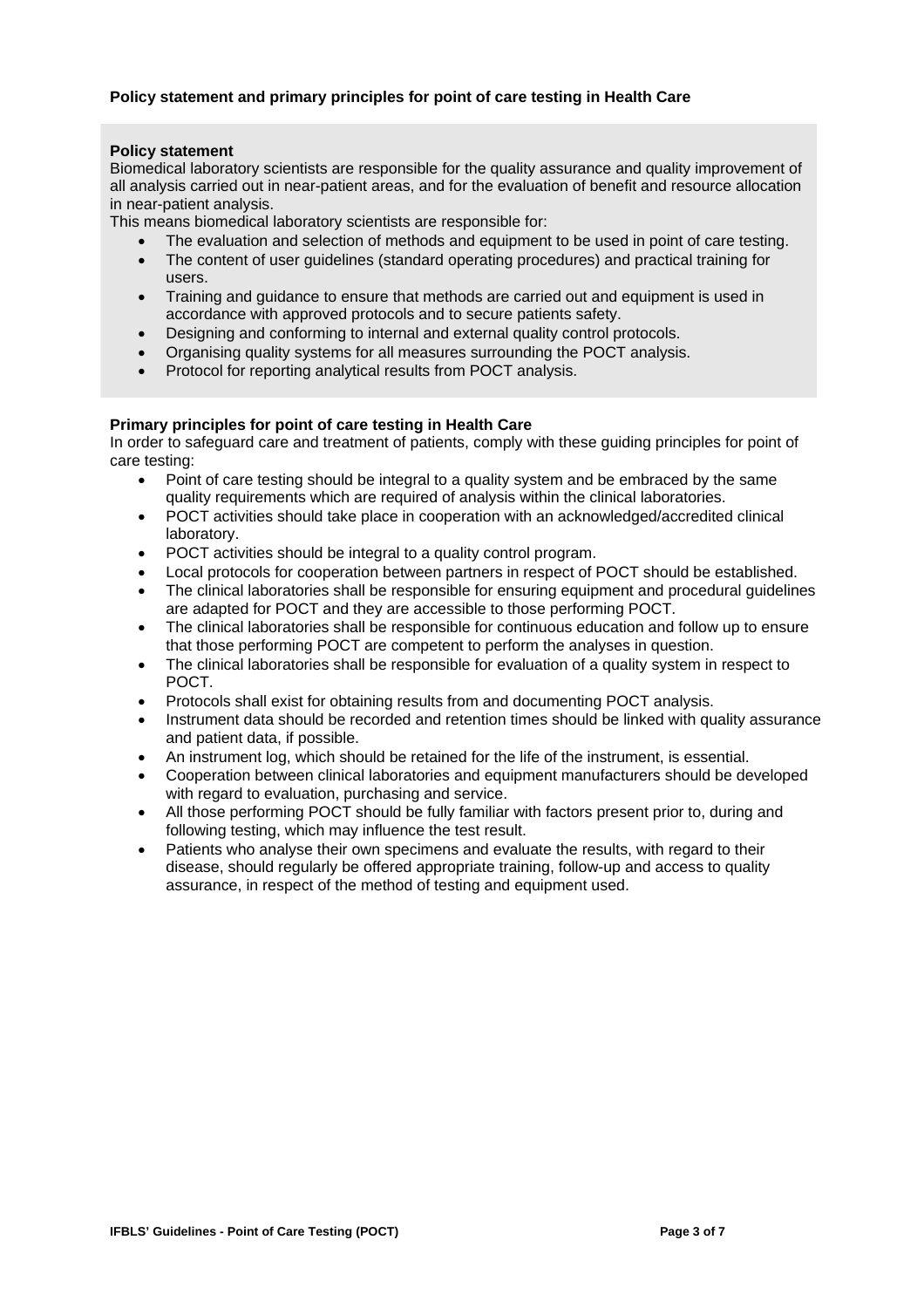## Policy statement and primary principles for point of care testing in Health Care

### Policy statement

Biomedical laboratory scientists are responsible for the quality assurance and quality improvement of all analysis carried out in near-patient areas, and for the evaluation of benefit and resource allocation in near-patient analysis.

This means biomedical laboratory scientists are responsible for:

- The evaluation and selection of methods and equipment to be used in point of care testing.
- The content of user guidelines (standard operating procedures) and practical training for users.
- Training and guidance to ensure that methods are carried out and equipment is used in accordance with approved protocols and to secure patients safety.
- Designing and conforming to internal and external quality control protocols.
- Organising quality systems for all measures surrounding the POCT analysis.
- Protocol for reporting analytical results from POCT analysis.

### Primary principles for point of care testing in Health Care

In order to safeguard care and treatment of patients, comply with these guiding principles for point of care testing:

- Point of care testing should be integral to a quality system and be embraced by the same quality requirements which are required of analysis within the clinical laboratories.
- POCT activities should take place in cooperation with an acknowledged/accredited clinical laboratory.
- POCT activities should be integral to a quality control program.
- Local protocols for cooperation between partners in respect of POCT should be established.
- The clinical laboratories shall be responsible for ensuring equipment and procedural guidelines are adapted for POCT and they are accessible to those performing POCT.
- The clinical laboratories shall be responsible for continuous education and follow up to ensure that those performing POCT are competent to perform the analyses in question.
- The clinical laboratories shall be responsible for evaluation of a quality system in respect to POCT.
- Protocols shall exist for obtaining results from and documenting POCT analysis.
- Instrument data should be recorded and retention times should be linked with quality assurance and patient data, if possible.
- An instrument log, which should be retained for the life of the instrument, is essential.
- Cooperation between clinical laboratories and equipment manufacturers should be developed with regard to evaluation, purchasing and service.
- All those performing POCT should be fully familiar with factors present prior to, during and following testing, which may influence the test result.
- Patients who analyse their own specimens and evaluate the results, with regard to their disease, should regularly be offered appropriate training, follow-up and access to quality assurance, in respect of the method of testing and equipment used.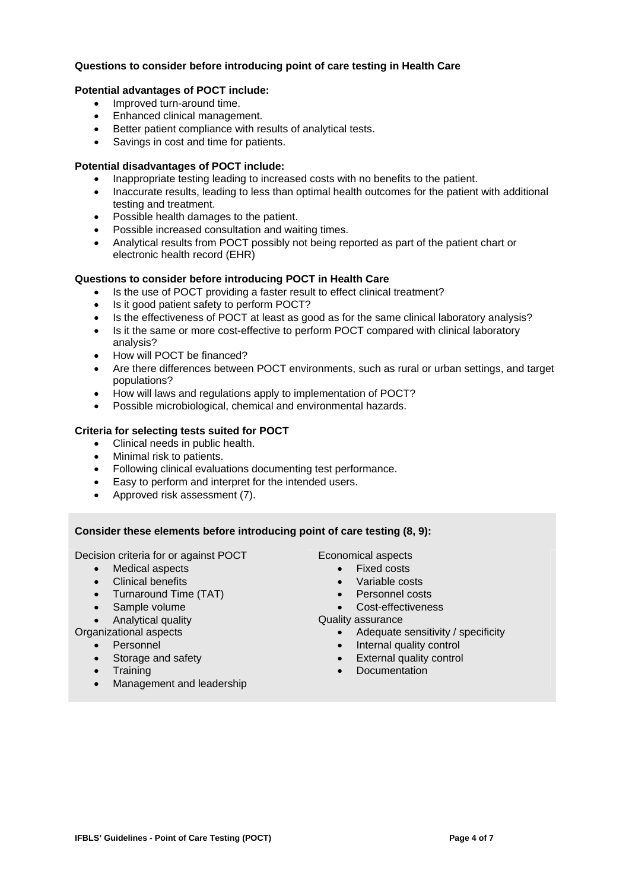**Questions to consider before introducing point of care testing in Health Care**

**Potential advantages of POCT include:**

- Improved turn-around time.
- Enhanced clinical management.
- Better patient compliance with results of analytical tests.
- Savings in cost and time for patients.

**Potential disadvantages of POCT include:**

- Inappropriate testing leading to increased costs with no benefits to the patient.
- Inaccurate results, leading to less than optimal health outcomes for the patient with additional testing and treatment.
- Possible health damages to the patient.
- Possible increased consultation and waiting times.
- Analytical results from POCT possibly not being reported as part of the patient chart or electronic health record (EHR)

**Questions to consider before introducing POCT in Health Care**

- Is the use of POCT providing a faster result to effect clinical treatment?
- Is it good patient safety to perform POCT?
- Is the effectiveness of POCT at least as good as for the same clinical laboratory analysis?
- Is it the same or more cost-effective to perform POCT compared with clinical laboratory analysis?
- How will POCT be financed?
- Are there differences between POCT environments, such as rural or urban settings, and target populations?
- How will laws and regulations apply to implementation of POCT?
- Possible microbiological, chemical and environmental hazards.

**Criteria for selecting tests suited for POCT**

- Clinical needs in public health.
- Minimal risk to patients.
- Following clinical evaluations documenting test performance.
- Easy to perform and interpret for the intended users.
- Approved risk assessment (7).

**Consider these elements before introducing point of care testing (8, 9):**

Decision criteria for or against POCT

- Medical aspects
- Clinical benefits
- Turnaround Time (TAT)
- Sample volume
- Analytical quality

Organizational aspects

- Personnel
- Storage and safety
- Training
- Management and leadership

Economical aspects

- Fixed costs
- Variable costs
- Personnel costs
- Cost-effectiveness

Quality assurance

- Adequate sensitivity / specificity
- Internal quality control
- External quality control
- Documentation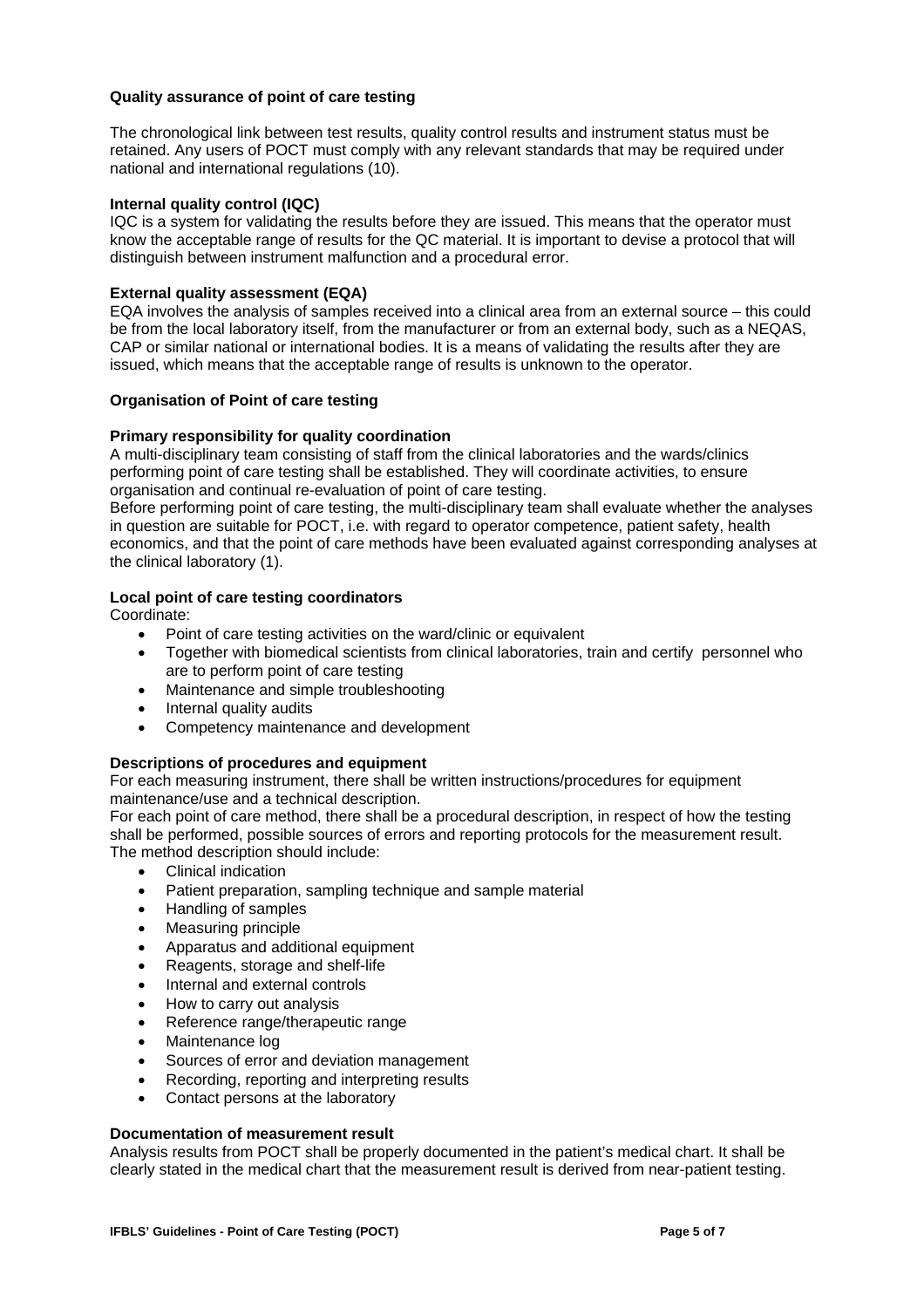### Quality assurance of point of care testing

The chronological link between test results, quality control results and instrument status must be retained. Any users of POCT must comply with any relevant standards that may be required under national and international regulations (10).

### Internal quality control (IQC)

IQC is a system for validating the results before they are issued. This means that the operator must know the acceptable range of results for the QC material. It is important to devise a protocol that will distinguish between instrument malfunction and a procedural error.

### External quality assessment (EQA)

EQA involves the analysis of samples received into a clinical area from an external source – this could be from the local laboratory itself, from the manufacturer or from an external body, such as a NEQAS, CAP or similar national or international bodies. It is a means of validating the results after they are issued, which means that the acceptable range of results is unknown to the operator.

## Organisation of Point of care testing

### Primary responsibility for quality coordination

A multi-disciplinary team consisting of staff from the clinical laboratories and the wards/clinics performing point of care testing shall be established. They will coordinate activities, to ensure organisation and continual re-evaluation of point of care testing.

Before performing point of care testing, the multi-disciplinary team shall evaluate whether the analyses in question are suitable for POCT, i.e. with regard to operator competence, patient safety, health economics, and that the point of care methods have been evaluated against corresponding analyses at the clinical laboratory (1).

### Local point of care testing coordinators

Coordinate:

- Point of care testing activities on the ward/clinic or equivalent
- Together with biomedical scientists from clinical laboratories, train and certify personnel who are to perform point of care testing
- Maintenance and simple troubleshooting
- Internal quality audits
- Competency maintenance and development

### Descriptions of procedures and equipment

For each measuring instrument, there shall be written instructions/procedures for equipment maintenance/use and a technical description.

For each point of care method, there shall be a procedural description, in respect of how the testing shall be performed, possible sources of errors and reporting protocols for the measurement result. The method description should include:

- Clinical indication
- Patient preparation, sampling technique and sample material
- Handling of samples
- Measuring principle
- Apparatus and additional equipment
- Reagents, storage and shelf-life
- Internal and external controls
- How to carry out analysis
- Reference range/therapeutic range
- Maintenance log
- Sources of error and deviation management
- Recording, reporting and interpreting results
- Contact persons at the laboratory

### Documentation of measurement result

Analysis results from POCT shall be properly documented in the patient's medical chart. It shall be clearly stated in the medical chart that the measurement result is derived from near-patient testing.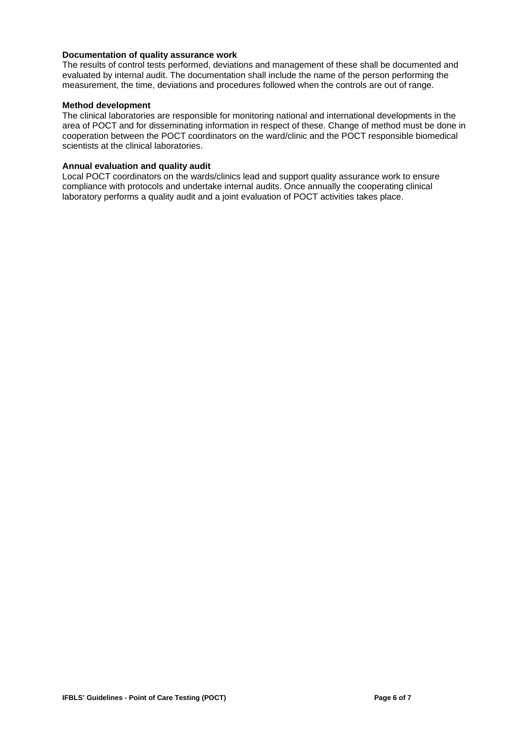**Documentation of quality assurance work**

The results of control tests performed, deviations and management of these shall be documented and evaluated by internal audit. The documentation shall include the name of the person performing the measurement, the time, deviations and procedures followed when the controls are out of range.

**Method development**

The clinical laboratories are responsible for monitoring national and international developments in the area of POCT and for disseminating information in respect of these. Change of method must be done in cooperation between the POCT coordinators on the ward/clinic and the POCT responsible biomedical scientists at the clinical laboratories.

**Annual evaluation and quality audit**

Local POCT coordinators on the wards/clinics lead and support quality assurance work to ensure compliance with protocols and undertake internal audits. Once annually the cooperating clinical laboratory performs a quality audit and a joint evaluation of POCT activities takes place.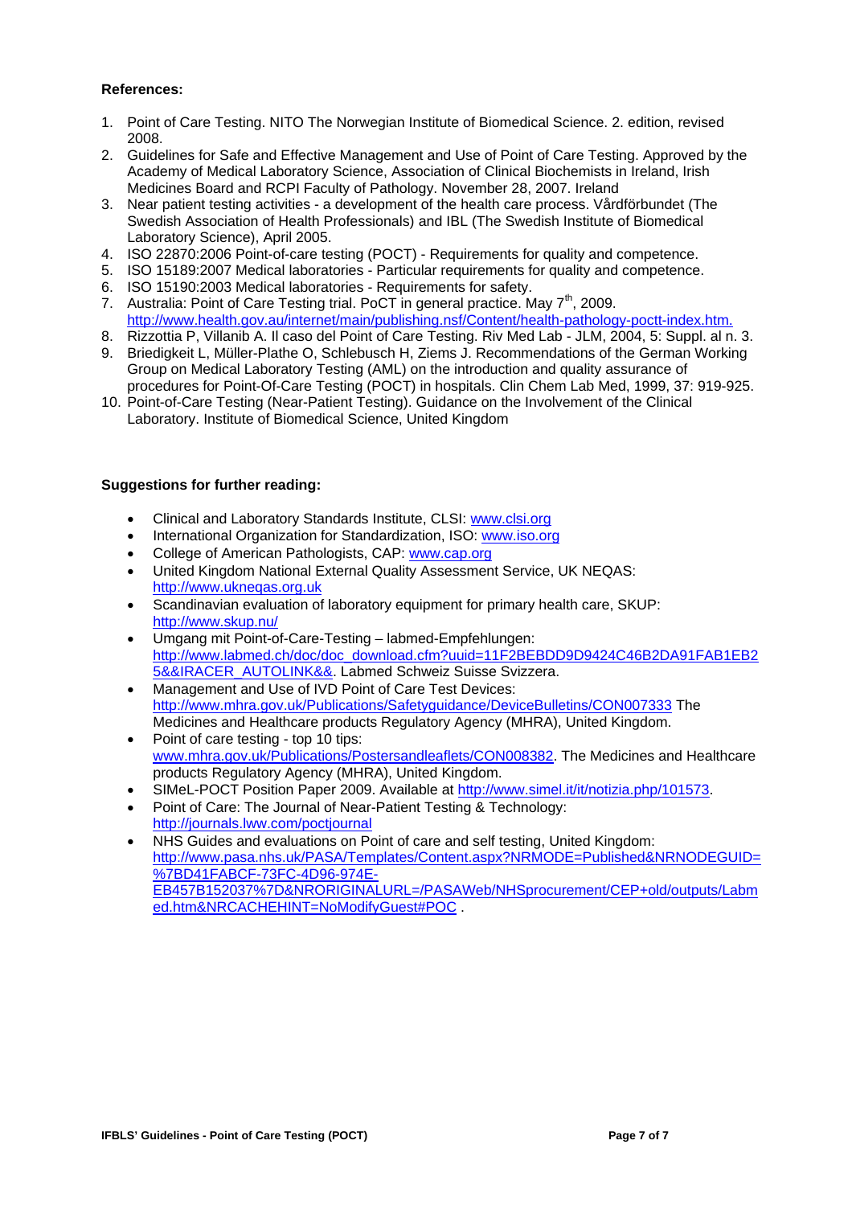**References:**

1. Point of Care Testing. NITO The Norwegian Institute of Biomedical Science. 2. edition, revised 2008.
2. Guidelines for Safe and Effective Management and Use of Point of Care Testing. Approved by the Academy of Medical Laboratory Science, Association of Clinical Biochemists in Ireland, Irish Medicines Board and RCPI Faculty of Pathology. November 28, 2007. Ireland
3. Near patient testing activities - a development of the health care process. Vårdförbundet (The Swedish Association of Health Professionals) and IBL (The Swedish Institute of Biomedical Laboratory Science), April 2005.
4. ISO 22870:2006 Point-of-care testing (POCT) - Requirements for quality and competence.
5. ISO 15189:2007 Medical laboratories - Particular requirements for quality and competence.
6. ISO 15190:2003 Medical laboratories - Requirements for safety.
7. Australia: Point of Care Testing trial. PoCT in general practice. May 7th, 2009. http://www.health.gov.au/internet/main/publishing.nsf/Content/health-pathology-poctt-index.htm.
8. Rizzottia P, Villanib A. Il caso del Point of Care Testing. Riv Med Lab - JLM, 2004, 5: Suppl. al n. 3.
9. Briedigkeit L, Müller-Plathe O, Schlebusch H, Ziems J. Recommendations of the German Working Group on Medical Laboratory Testing (AML) on the introduction and quality assurance of procedures for Point-Of-Care Testing (POCT) in hospitals. Clin Chem Lab Med, 1999, 37: 919-925.
10. Point-of-Care Testing (Near-Patient Testing). Guidance on the Involvement of the Clinical Laboratory. Institute of Biomedical Science, United Kingdom

**Suggestions for further reading:**

- Clinical and Laboratory Standards Institute, CLSI: www.clsi.org
- International Organization for Standardization, ISO: www.iso.org
- College of American Pathologists, CAP: www.cap.org
- United Kingdom National External Quality Assessment Service, UK NEQAS: http://www.ukneqas.org.uk
- Scandinavian evaluation of laboratory equipment for primary health care, SKUP: http://www.skup.nu/
- Umgang mit Point-of-Care-Testing – labmed-Empfehlungen: http://www.labmed.ch/doc/doc_download.cfm?uuid=11F2BEBDD9D9424C46B2DA91FAB1EB25&&IRACER_AUTOLINK&&. Labmed Schweiz Suisse Svizzera.
- Management and Use of IVD Point of Care Test Devices: http://www.mhra.gov.uk/Publications/Safetyguidance/DeviceBulletins/CON007333 The Medicines and Healthcare products Regulatory Agency (MHRA), United Kingdom.
- Point of care testing - top 10 tips: www.mhra.gov.uk/Publications/Postersandleaflets/CON008382. The Medicines and Healthcare products Regulatory Agency (MHRA), United Kingdom.
- SIMeL-POCT Position Paper 2009. Available at http://www.simel.it/it/notizia.php/101573.
- Point of Care: The Journal of Near-Patient Testing & Technology: http://journals.lww.com/poctjournal
- NHS Guides and evaluations on Point of care and self testing, United Kingdom: http://www.pasa.nhs.uk/PASA/Templates/Content.aspx?NRMODE=Published&NRNODEGUID=%7BD41FABCF-73FC-4D96-974E-EB457B152037%7D&NRORIGINALURL=/PASAWeb/NHSprocurement/CEP+old/outputs/Labmed.htm&NRCACHEHINT=NoModifyGuest#POC .